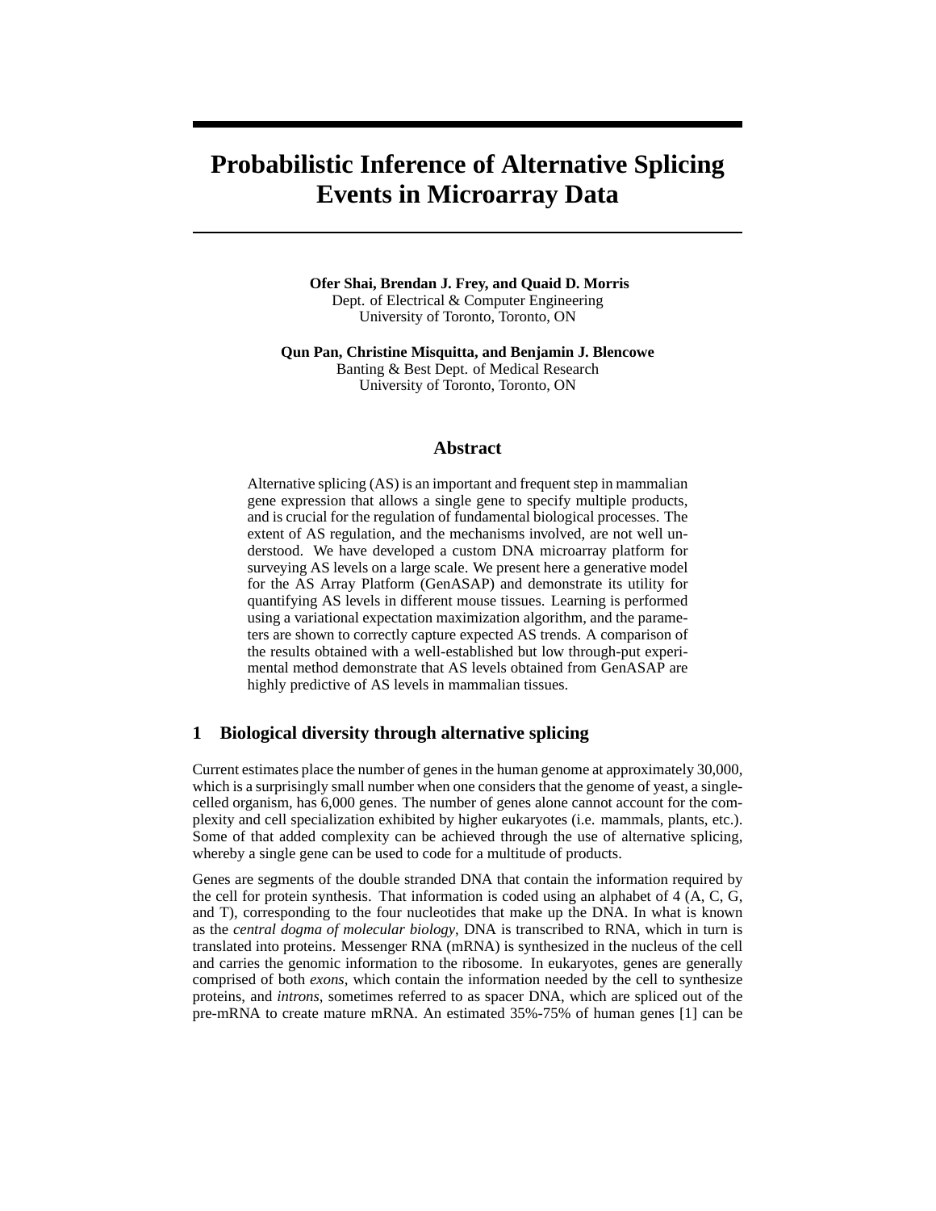# Probabilistic Inference of Alternative Splicing Events in Microarray Data

**Ofer Shai, Brendan J. Frey, and Quaid D. Morris**
Dept. of Electrical & Computer Engineering
University of Toronto, Toronto, ON

**Qun Pan, Christine Misquitta, and Benjamin J. Blencowe**
Banting & Best Dept. of Medical Research
University of Toronto, Toronto, ON

## Abstract

Alternative splicing (AS) is an important and frequent step in mammalian gene expression that allows a single gene to specify multiple products, and is crucial for the regulation of fundamental biological processes. The extent of AS regulation, and the mechanisms involved, are not well understood. We have developed a custom DNA microarray platform for surveying AS levels on a large scale. We present here a generative model for the AS Array Platform (GenASAP) and demonstrate its utility for quantifying AS levels in different mouse tissues. Learning is performed using a variational expectation maximization algorithm, and the parameters are shown to correctly capture expected AS trends. A comparison of the results obtained with a well-established but low through-put experimental method demonstrate that AS levels obtained from GenASAP are highly predictive of AS levels in mammalian tissues.

## 1 Biological diversity through alternative splicing

Current estimates place the number of genes in the human genome at approximately 30,000, which is a surprisingly small number when one considers that the genome of yeast, a single-celled organism, has 6,000 genes. The number of genes alone cannot account for the complexity and cell specialization exhibited by higher eukaryotes (i.e. mammals, plants, etc.). Some of that added complexity can be achieved through the use of alternative splicing, whereby a single gene can be used to code for a multitude of products.

Genes are segments of the double stranded DNA that contain the information required by the cell for protein synthesis. That information is coded using an alphabet of 4 (A, C, G, and T), corresponding to the four nucleotides that make up the DNA. In what is known as the *central dogma of molecular biology*, DNA is transcribed to RNA, which in turn is translated into proteins. Messenger RNA (mRNA) is synthesized in the nucleus of the cell and carries the genomic information to the ribosome. In eukaryotes, genes are generally comprised of both *exons*, which contain the information needed by the cell to synthesize proteins, and *introns*, sometimes referred to as spacer DNA, which are spliced out of the pre-mRNA to create mature mRNA. An estimated 35%-75% of human genes [1] can be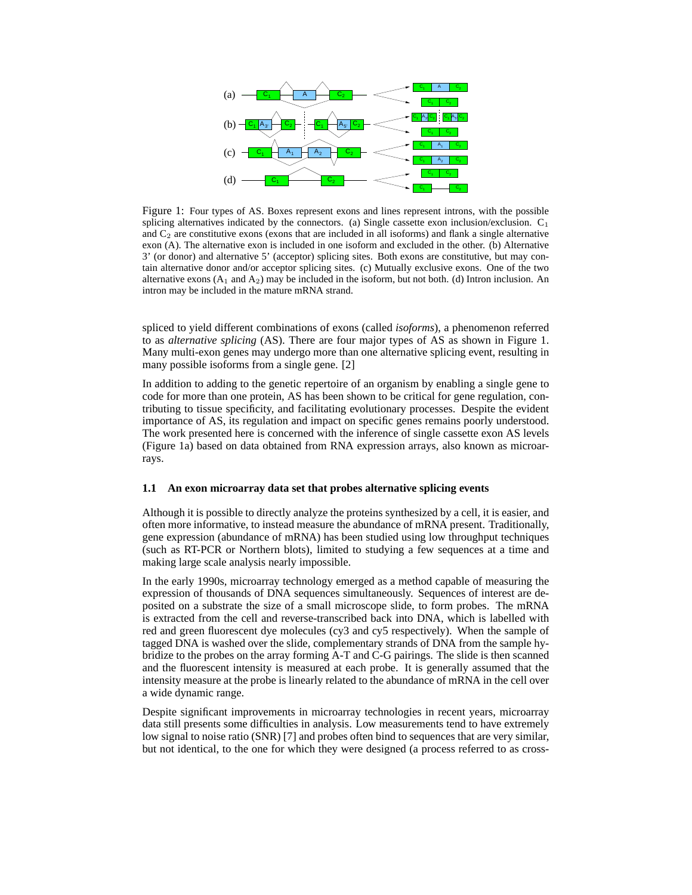Figure 1: Four types of AS. Boxes represent exons and lines represent introns, with the possible splicing alternatives indicated by the connectors. (a) Single cassette exon inclusion/exclusion. $C_1$ and $C_2$ are constitutive exons (exons that are included in all isoforms) and flank a single alternative exon (A). The alternative exon is included in one isoform and excluded in the other. (b) Alternative 3' (or donor) and alternative 5' (acceptor) splicing sites. Both exons are constitutive, but may contain alternative donor and/or acceptor splicing sites. (c) Mutually exclusive exons. One of the two alternative exons ($A_1$ and $A_2$) may be included in the isoform, but not both. (d) Intron inclusion. An intron may be included in the mature mRNA strand.

spliced to yield different combinations of exons (called *isoforms*), a phenomenon referred to as *alternative splicing* (AS). There are four major types of AS as shown in Figure 1. Many multi-exon genes may undergo more than one alternative splicing event, resulting in many possible isoforms from a single gene. [2]

In addition to adding to the genetic repertoire of an organism by enabling a single gene to code for more than one protein, AS has been shown to be critical for gene regulation, contributing to tissue specificity, and facilitating evolutionary processes. Despite the evident importance of AS, its regulation and impact on specific genes remains poorly understood. The work presented here is concerned with the inference of single cassette exon AS levels (Figure 1a) based on data obtained from RNA expression arrays, also known as microarrays.

### 1.1 An exon microarray data set that probes alternative splicing events

Although it is possible to directly analyze the proteins synthesized by a cell, it is easier, and often more informative, to instead measure the abundance of mRNA present. Traditionally, gene expression (abundance of mRNA) has been studied using low throughput techniques (such as RT-PCR or Northern blots), limited to studying a few sequences at a time and making large scale analysis nearly impossible.

In the early 1990s, microarray technology emerged as a method capable of measuring the expression of thousands of DNA sequences simultaneously. Sequences of interest are deposited on a substrate the size of a small microscope slide, to form probes. The mRNA is extracted from the cell and reverse-transcribed back into DNA, which is labelled with red and green fluorescent dye molecules (cy3 and cy5 respectively). When the sample of tagged DNA is washed over the slide, complementary strands of DNA from the sample hybridize to the probes on the array forming A-T and C-G pairings. The slide is then scanned and the fluorescent intensity is measured at each probe. It is generally assumed that the intensity measure at the probe is linearly related to the abundance of mRNA in the cell over a wide dynamic range.

Despite significant improvements in microarray technologies in recent years, microarray data still presents some difficulties in analysis. Low measurements tend to have extremely low signal to noise ratio (SNR) [7] and probes often bind to sequences that are very similar, but not identical, to the one for which they were designed (a process referred to as cross-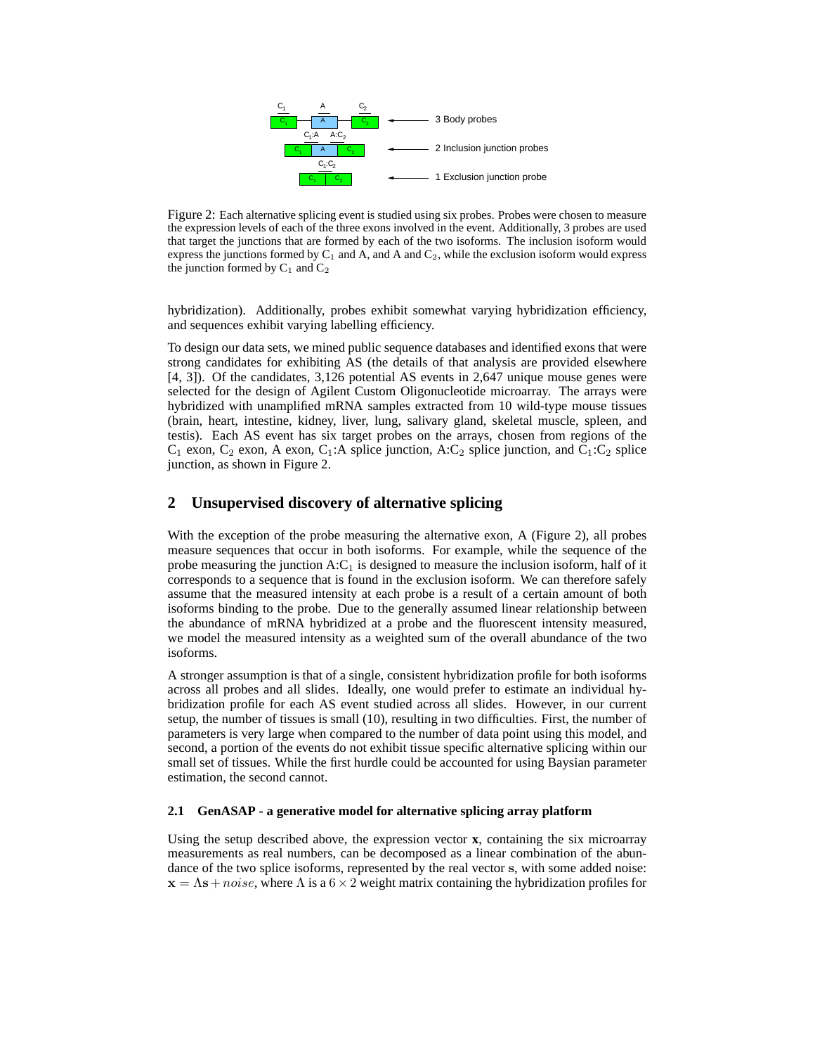Figure 2: Each alternative splicing event is studied using six probes. Probes were chosen to measure the expression levels of each of the three exons involved in the event. Additionally, 3 probes are used that target the junctions that are formed by each of the two isoforms. The inclusion isoform would express the junctions formed by $C_1$ and A, and A and $C_2$, while the exclusion isoform would express the junction formed by $C_1$ and $C_2$

hybridization). Additionally, probes exhibit somewhat varying hybridization efficiency, and sequences exhibit varying labelling efficiency.

To design our data sets, we mined public sequence databases and identified exons that were strong candidates for exhibiting AS (the details of that analysis are provided elsewhere [4, 3]). Of the candidates, 3,126 potential AS events in 2,647 unique mouse genes were selected for the design of Agilent Custom Oligonucleotide microarray. The arrays were hybridized with unamplified mRNA samples extracted from 10 wild-type mouse tissues (brain, heart, intestine, kidney, liver, lung, salivary gland, skeletal muscle, spleen, and testis). Each AS event has six target probes on the arrays, chosen from regions of the $C_1$ exon, $C_2$ exon, A exon, $C_1$:A splice junction, A:$C_2$ splice junction, and $C_1$:$C_2$ splice junction, as shown in Figure 2.

## 2 Unsupervised discovery of alternative splicing

With the exception of the probe measuring the alternative exon, A (Figure 2), all probes measure sequences that occur in both isoforms. For example, while the sequence of the probe measuring the junction A:$C_1$ is designed to measure the inclusion isoform, half of it corresponds to a sequence that is found in the exclusion isoform. We can therefore safely assume that the measured intensity at each probe is a result of a certain amount of both isoforms binding to the probe. Due to the generally assumed linear relationship between the abundance of mRNA hybridized at a probe and the fluorescent intensity measured, we model the measured intensity as a weighted sum of the overall abundance of the two isoforms.

A stronger assumption is that of a single, consistent hybridization profile for both isoforms across all probes and all slides. Ideally, one would prefer to estimate an individual hybridization profile for each AS event studied across all slides. However, in our current setup, the number of tissues is small (10), resulting in two difficulties. First, the number of parameters is very large when compared to the number of data point using this model, and second, a portion of the events do not exhibit tissue specific alternative splicing within our small set of tissues. While the first hurdle could be accounted for using Baysian parameter estimation, the second cannot.

### 2.1 GenASAP - a generative model for alternative splicing array platform

Using the setup described above, the expression vector $\mathbf{x}$, containing the six microarray measurements as real numbers, can be decomposed as a linear combination of the abundance of the two splice isoforms, represented by the real vector $\mathbf{s}$, with some added noise: $\mathbf{x} = \Lambda\mathbf{s} + noise$, where $\Lambda$ is a $6 \times 2$ weight matrix containing the hybridization profiles for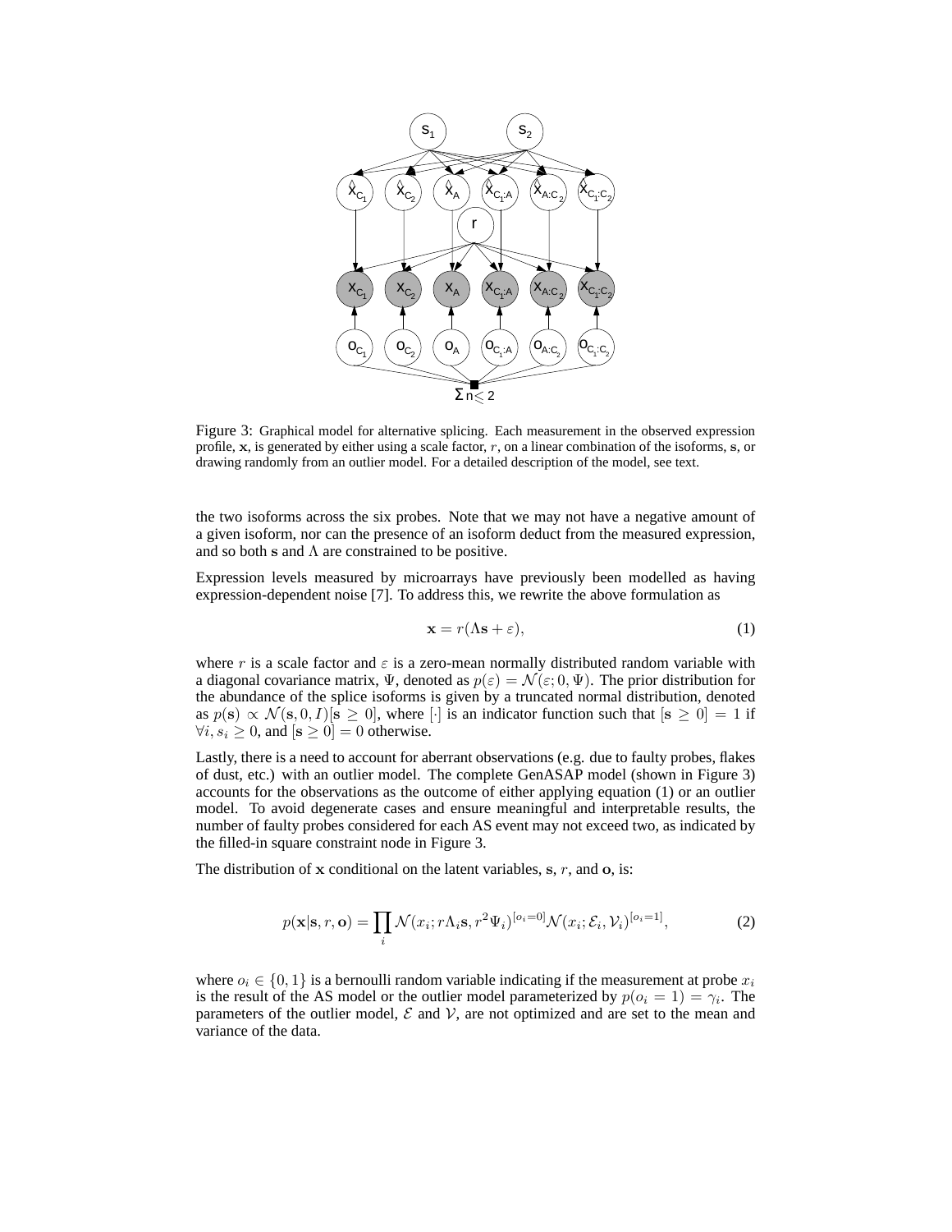Figure 3: Graphical model for alternative splicing. Each measurement in the observed expression profile, $\mathbf{x}$, is generated by either using a scale factor, $r$, on a linear combination of the isoforms, $\mathbf{s}$, or drawing randomly from an outlier model. For a detailed description of the model, see text.

the two isoforms across the six probes. Note that we may not have a negative amount of a given isoform, nor can the presence of an isoform deduct from the measured expression, and so both $\mathbf{s}$ and $\Lambda$ are constrained to be positive.

Expression levels measured by microarrays have previously been modelled as having expression-dependent noise [7]. To address this, we rewrite the above formulation as

$$\mathbf{x} = r(\Lambda\mathbf{s} + \varepsilon), \tag{1}$$

where $r$ is a scale factor and $\varepsilon$ is a zero-mean normally distributed random variable with a diagonal covariance matrix, $\Psi$, denoted as $p(\varepsilon) = \mathcal{N}(\varepsilon; 0, \Psi)$. The prior distribution for the abundance of the splice isoforms is given by a truncated normal distribution, denoted as $p(\mathbf{s}) \propto \mathcal{N}(\mathbf{s}, 0, I)[\mathbf{s} \geq 0]$, where $[\cdot]$ is an indicator function such that $[\mathbf{s} \geq 0] = 1$ if $\forall i, s_i \geq 0$, and $[\mathbf{s} \geq 0] = 0$ otherwise.

Lastly, there is a need to account for aberrant observations (e.g. due to faulty probes, flakes of dust, etc.) with an outlier model. The complete GenASAP model (shown in Figure 3) accounts for the observations as the outcome of either applying equation (1) or an outlier model. To avoid degenerate cases and ensure meaningful and interpretable results, the number of faulty probes considered for each AS event may not exceed two, as indicated by the filled-in square constraint node in Figure 3.

The distribution of $\mathbf{x}$ conditional on the latent variables, $\mathbf{s}$, $r$, and $\mathbf{o}$, is:

$$p(\mathbf{x}|\mathbf{s}, r, \mathbf{o}) = \prod_i \mathcal{N}(x_i; r\Lambda_i\mathbf{s}, r^2\Psi_i)^{[o_i=0]}\mathcal{N}(x_i; \mathcal{E}_i, \mathcal{V}_i)^{[o_i=1]}, \tag{2}$$

where $o_i \in \{0, 1\}$ is a bernoulli random variable indicating if the measurement at probe $x_i$ is the result of the AS model or the outlier model parameterized by $p(o_i = 1) = \gamma_i$. The parameters of the outlier model, $\mathcal{E}$ and $\mathcal{V}$, are not optimized and are set to the mean and variance of the data.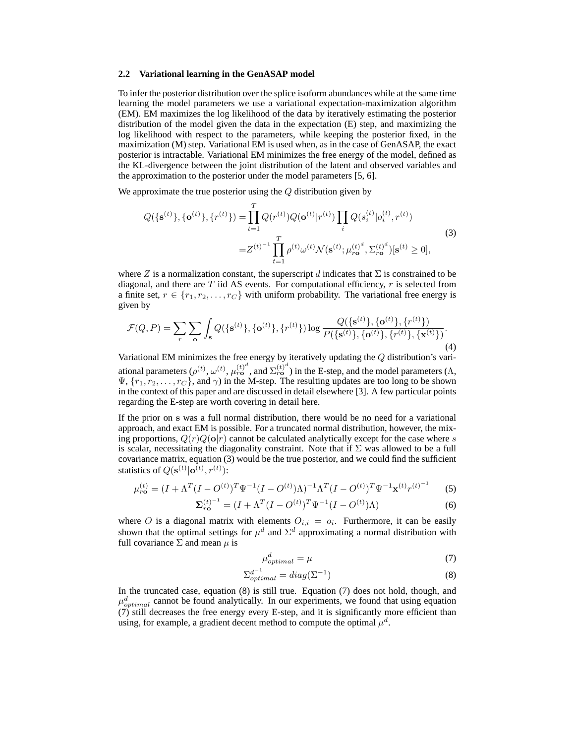### 2.2 Variational learning in the GenASAP model

To infer the posterior distribution over the splice isoform abundances while at the same time learning the model parameters we use a variational expectation-maximization algorithm (EM). EM maximizes the log likelihood of the data by iteratively estimating the posterior distribution of the model given the data in the expectation (E) step, and maximizing the log likelihood with respect to the parameters, while keeping the posterior fixed, in the maximization (M) step. Variational EM is used when, as in the case of GenASAP, the exact posterior is intractable. Variational EM minimizes the free energy of the model, defined as the KL-divergence between the joint distribution of the latent and observed variables and the approximation to the posterior under the model parameters [5, 6].

We approximate the true posterior using the $Q$ distribution given by

$$
\begin{aligned}
Q(\{\mathbf{s}^{(t)}\}, \{\mathbf{o}^{(t)}\}, \{r^{(t)}\}) &= \prod_{t=1}^{T} Q(r^{(t)}) Q(\mathbf{o}^{(t)}|r^{(t)}) \prod_{i} Q(s_i^{(t)}|o_i^{(t)}, r^{(t)}) \\
&= {Z^{(t)}}^{-1} \prod_{t=1}^{T} \rho^{(t)} \omega^{(t)} \mathcal{N}(\mathbf{s}^{(t)}; {\mu_{r\mathbf{o}}^{(t)}}^{d}, {\Sigma_{r\mathbf{o}}^{(t)}}^{d}) [\mathbf{s}^{(t)} \geq 0],
\end{aligned} \tag{3}
$$

where $Z$ is a normalization constant, the superscript $d$ indicates that $\Sigma$ is constrained to be diagonal, and there are $T$ iid AS events. For computational efficiency, $r$ is selected from a finite set, $r \in \{r_1, r_2, \ldots, r_C\}$ with uniform probability. The variational free energy is given by

$$
\mathcal{F}(Q, P) = \sum_{r} \sum_{\mathbf{o}} \int_{\mathbf{s}} Q(\{\mathbf{s}^{(t)}\}, \{\mathbf{o}^{(t)}\}, \{r^{(t)}\}) \log \frac{Q(\{\mathbf{s}^{(t)}\}, \{\mathbf{o}^{(t)}\}, \{r^{(t)}\})}{P(\{\mathbf{s}^{(t)}\}, \{\mathbf{o}^{(t)}\}, \{r^{(t)}\}, \{\mathbf{x}^{(t)}\})}. \tag{4}
$$

Variational EM minimizes the free energy by iteratively updating the $Q$ distribution's variational parameters ($\rho^{(t)}$, $\omega^{(t)}$, ${\mu_{r\mathbf{o}}^{(t)}}^{d}$, and ${\Sigma_{r\mathbf{o}}^{(t)}}^{d}$) in the E-step, and the model parameters ($\Lambda$, $\Psi$, $\{r_1, r_2, \ldots, r_C\}$, and $\gamma$) in the M-step. The resulting updates are too long to be shown in the context of this paper and are discussed in detail elsewhere [3]. A few particular points regarding the E-step are worth covering in detail here.

If the prior on $\mathbf{s}$ was a full normal distribution, there would be no need for a variational approach, and exact EM is possible. For a truncated normal distribution, however, the mixing proportions, $Q(r)Q(\mathbf{o}|r)$ cannot be calculated analytically except for the case where $s$ is scalar, necessitating the diagonality constraint. Note that if $\Sigma$ was allowed to be a full covariance matrix, equation (3) would be the true posterior, and we could find the sufficient statistics of $Q(\mathbf{s}^{(t)}|\mathbf{o}^{(t)}, r^{(t)})$:

$$
\mu_{r\mathbf{o}}^{(t)} = (I + \Lambda^T (I - O^{(t)})^T \Psi^{-1} (I - O^{(t)}) \Lambda)^{-1} \Lambda^T (I - O^{(t)})^T \Psi^{-1} \mathbf{x}^{(t)} {r^{(t)}}^{-1} \tag{5}
$$

$$
{\mathbf{\Sigma}_{r\mathbf{o}}^{(t)}}^{-1} = (I + \Lambda^T (I - O^{(t)})^T \Psi^{-1} (I - O^{(t)}) \Lambda) \tag{6}
$$

where $O$ is a diagonal matrix with elements $O_{i,i} = o_i$. Furthermore, it can be easily shown that the optimal settings for $\mu^d$ and $\Sigma^d$ approximating a normal distribution with full covariance $\Sigma$ and mean $\mu$ is

$$
\mu_{optimal}^{d} = \mu \tag{7}
$$

$$
\Sigma_{optimal}^{d^{-1}} = diag(\Sigma^{-1}) \tag{8}
$$

In the truncated case, equation (8) is still true. Equation (7) does not hold, though, and $\mu_{optimal}^{d}$ cannot be found analytically. In our experiments, we found that using equation (7) still decreases the free energy every E-step, and it is significantly more efficient than using, for example, a gradient decent method to compute the optimal $\mu^d$.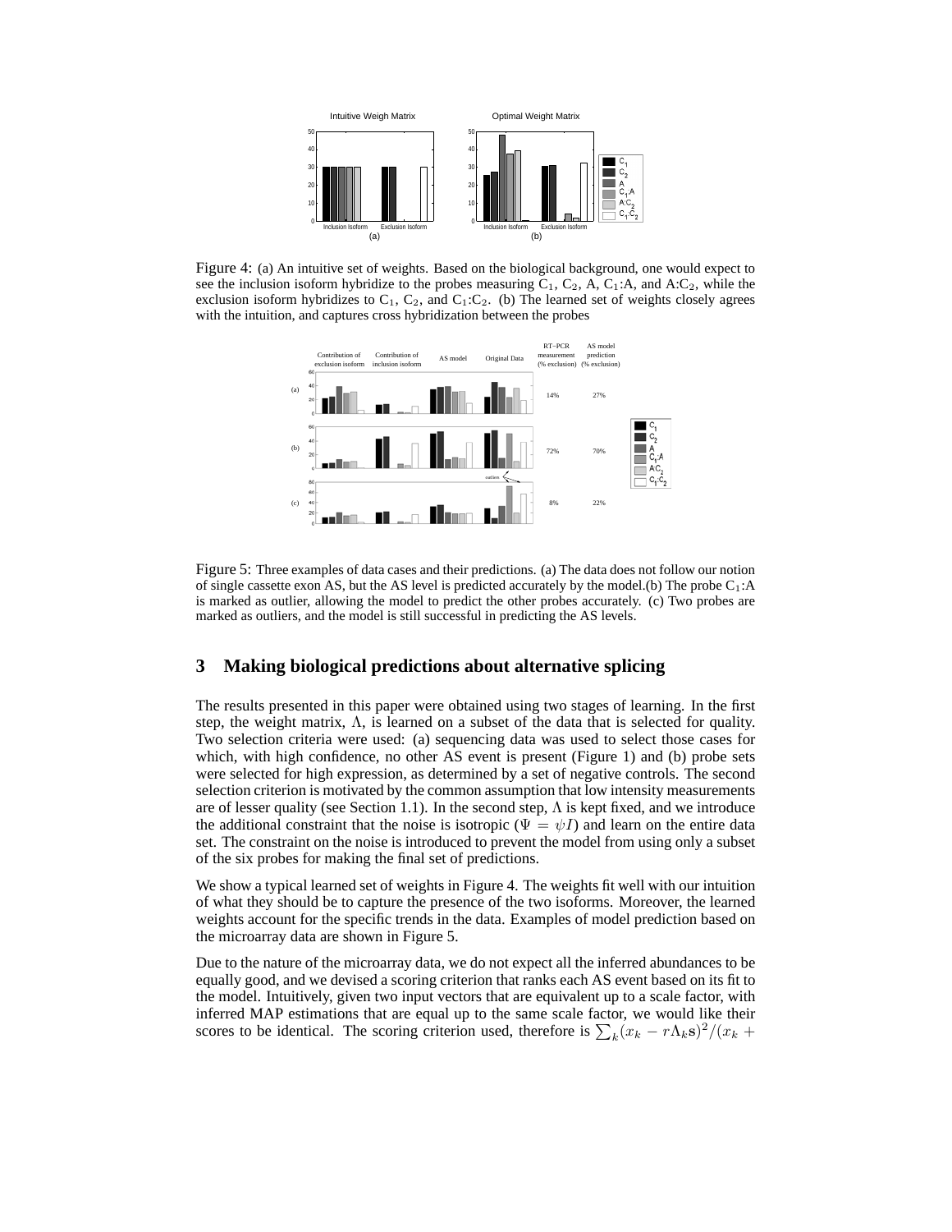Figure 4: (a) An intuitive set of weights. Based on the biological background, one would expect to see the inclusion isoform hybridize to the probes measuring $C_1$, $C_2$, A, $C_1$:A, and A:$C_2$, while the exclusion isoform hybridizes to $C_1$, $C_2$, and $C_1$:$C_2$. (b) The learned set of weights closely agrees with the intuition, and captures cross hybridization between the probes

Figure 5: Three examples of data cases and their predictions. (a) The data does not follow our notion of single cassette exon AS, but the AS level is predicted accurately by the model.(b) The probe $C_1$:A is marked as outlier, allowing the model to predict the other probes accurately. (c) Two probes are marked as outliers, and the model is still successful in predicting the AS levels.

## 3 Making biological predictions about alternative splicing

The results presented in this paper were obtained using two stages of learning. In the first step, the weight matrix, $\Lambda$, is learned on a subset of the data that is selected for quality. Two selection criteria were used: (a) sequencing data was used to select those cases for which, with high confidence, no other AS event is present (Figure 1) and (b) probe sets were selected for high expression, as determined by a set of negative controls. The second selection criterion is motivated by the common assumption that low intensity measurements are of lesser quality (see Section 1.1). In the second step, $\Lambda$ is kept fixed, and we introduce the additional constraint that the noise is isotropic ($\Psi = \psi I$) and learn on the entire data set. The constraint on the noise is introduced to prevent the model from using only a subset of the six probes for making the final set of predictions.

We show a typical learned set of weights in Figure 4. The weights fit well with our intuition of what they should be to capture the presence of the two isoforms. Moreover, the learned weights account for the specific trends in the data. Examples of model prediction based on the microarray data are shown in Figure 5.

Due to the nature of the microarray data, we do not expect all the inferred abundances to be equally good, and we devised a scoring criterion that ranks each AS event based on its fit to the model. Intuitively, given two input vectors that are equivalent up to a scale factor, with inferred MAP estimations that are equal up to the same scale factor, we would like their scores to be identical. The scoring criterion used, therefore is $\sum_k (x_k - r\Lambda_k \mathbf{s})^2/(x_k +$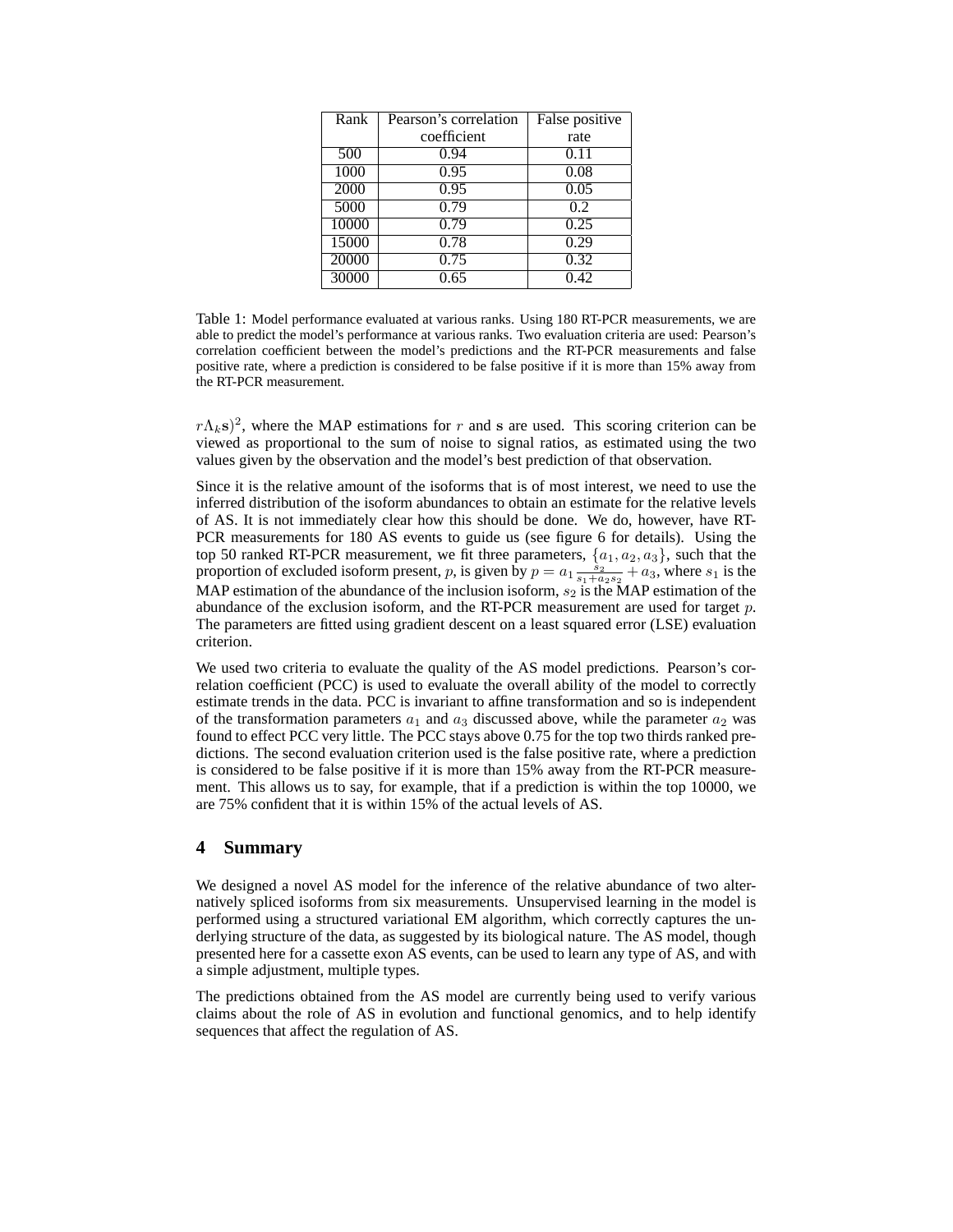| Rank | Pearson's correlation coefficient | False positive rate |
| --- | --- | --- |
| 500 | 0.94 | 0.11 |
| 1000 | 0.95 | 0.08 |
| 2000 | 0.95 | 0.05 |
| 5000 | 0.79 | 0.2 |
| 10000 | 0.79 | 0.25 |
| 15000 | 0.78 | 0.29 |
| 20000 | 0.75 | 0.32 |
| 30000 | 0.65 | 0.42 |

Table 1: Model performance evaluated at various ranks. Using 180 RT-PCR measurements, we are able to predict the model's performance at various ranks. Two evaluation criteria are used: Pearson's correlation coefficient between the model's predictions and the RT-PCR measurements and false positive rate, where a prediction is considered to be false positive if it is more than 15% away from the RT-PCR measurement.

$r\Lambda_k \mathbf{s})^2$, where the MAP estimations for $r$ and $\mathbf{s}$ are used. This scoring criterion can be viewed as proportional to the sum of noise to signal ratios, as estimated using the two values given by the observation and the model's best prediction of that observation.

Since it is the relative amount of the isoforms that is of most interest, we need to use the inferred distribution of the isoform abundances to obtain an estimate for the relative levels of AS. It is not immediately clear how this should be done. We do, however, have RT-PCR measurements for 180 AS events to guide us (see figure 6 for details). Using the top 50 ranked RT-PCR measurement, we fit three parameters, $\{a_1, a_2, a_3\}$, such that the proportion of excluded isoform present, $p$, is given by $p = a_1 \frac{s_2}{s_1 + a_2 s_2} + a_3$, where $s_1$ is the MAP estimation of the abundance of the inclusion isoform, $s_2$ is the MAP estimation of the abundance of the exclusion isoform, and the RT-PCR measurement are used for target $p$. The parameters are fitted using gradient descent on a least squared error (LSE) evaluation criterion.

We used two criteria to evaluate the quality of the AS model predictions. Pearson's correlation coefficient (PCC) is used to evaluate the overall ability of the model to correctly estimate trends in the data. PCC is invariant to affine transformation and so is independent of the transformation parameters $a_1$ and $a_3$ discussed above, while the parameter $a_2$ was found to effect PCC very little. The PCC stays above 0.75 for the top two thirds ranked predictions. The second evaluation criterion used is the false positive rate, where a prediction is considered to be false positive if it is more than 15% away from the RT-PCR measurement. This allows us to say, for example, that if a prediction is within the top 10000, we are 75% confident that it is within 15% of the actual levels of AS.

# 4 Summary

We designed a novel AS model for the inference of the relative abundance of two alternatively spliced isoforms from six measurements. Unsupervised learning in the model is performed using a structured variational EM algorithm, which correctly captures the underlying structure of the data, as suggested by its biological nature. The AS model, though presented here for a cassette exon AS events, can be used to learn any type of AS, and with a simple adjustment, multiple types.

The predictions obtained from the AS model are currently being used to verify various claims about the role of AS in evolution and functional genomics, and to help identify sequences that affect the regulation of AS.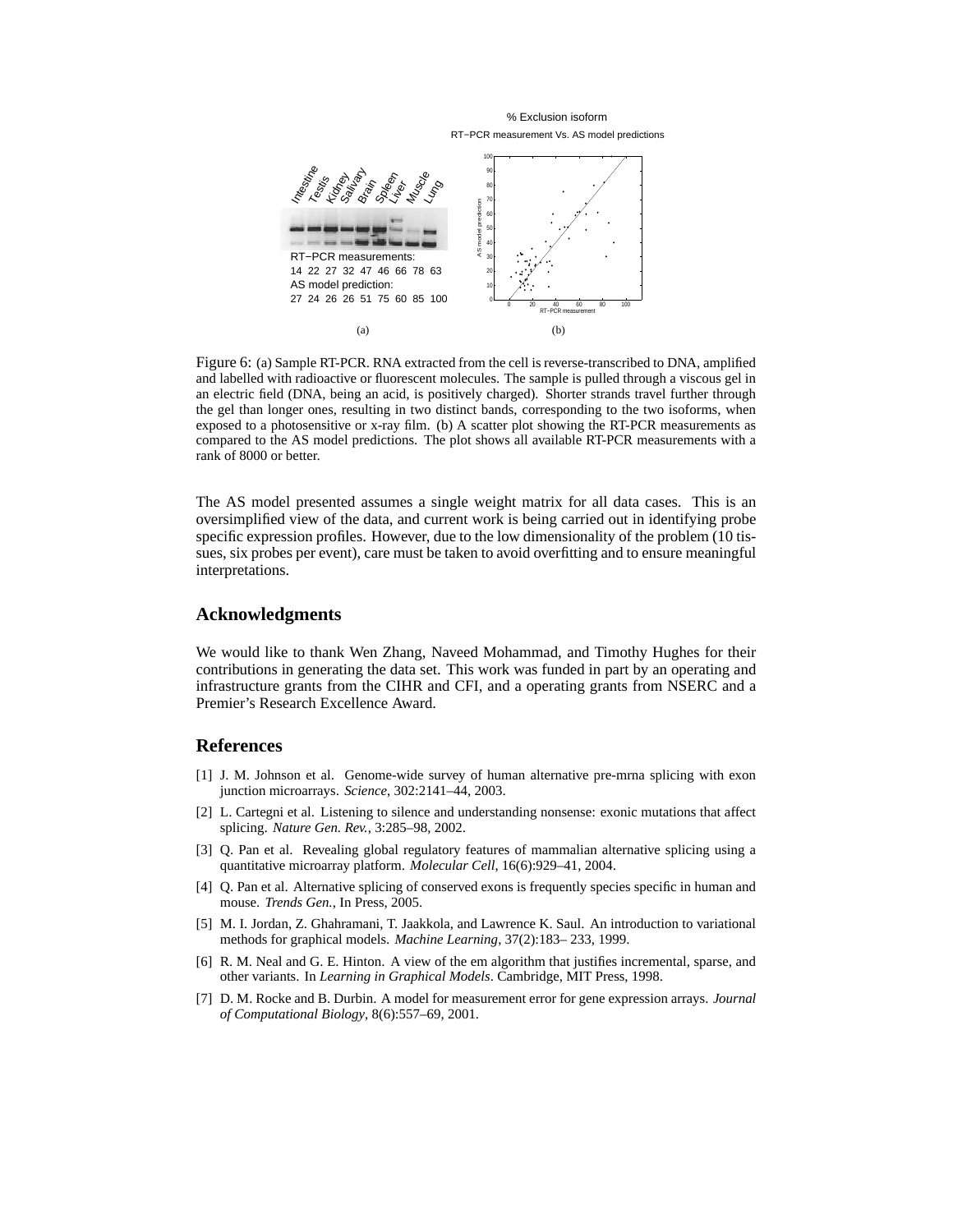% Exclusion isoform

RT−PCR measurement Vs. AS model predictions

Intestine Testis Kidney Salivary Brain Spleen Liver Muscle Lung

RT−PCR measurements:
14 22 27 32 47 46 66 78 63
AS model prediction:
27 24 26 26 51 75 60 85 100

(a)

AS model prediction

RT−PCR measurement

0 10 20 30 40 50 60 70 80 90 100

0 20 40 60 80 100

(b)

Figure 6: (a) Sample RT-PCR. RNA extracted from the cell is reverse-transcribed to DNA, amplified and labelled with radioactive or fluorescent molecules. The sample is pulled through a viscous gel in an electric field (DNA, being an acid, is positively charged). Shorter strands travel further through the gel than longer ones, resulting in two distinct bands, corresponding to the two isoforms, when exposed to a photosensitive or x-ray film. (b) A scatter plot showing the RT-PCR measurements as compared to the AS model predictions. The plot shows all available RT-PCR measurements with a rank of 8000 or better.

The AS model presented assumes a single weight matrix for all data cases. This is an oversimplified view of the data, and current work is being carried out in identifying probe specific expression profiles. However, due to the low dimensionality of the problem (10 tissues, six probes per event), care must be taken to avoid overfitting and to ensure meaningful interpretations.

## Acknowledgments

We would like to thank Wen Zhang, Naveed Mohammad, and Timothy Hughes for their contributions in generating the data set. This work was funded in part by an operating and infrastructure grants from the CIHR and CFI, and a operating grants from NSERC and a Premier's Research Excellence Award.

## References

[1] J. M. Johnson et al. Genome-wide survey of human alternative pre-mrna splicing with exon junction microarrays. *Science*, 302:2141–44, 2003.

[2] L. Cartegni et al. Listening to silence and understanding nonsense: exonic mutations that affect splicing. *Nature Gen. Rev.*, 3:285–98, 2002.

[3] Q. Pan et al. Revealing global regulatory features of mammalian alternative splicing using a quantitative microarray platform. *Molecular Cell*, 16(6):929–41, 2004.

[4] Q. Pan et al. Alternative splicing of conserved exons is frequently species specific in human and mouse. *Trends Gen.*, In Press, 2005.

[5] M. I. Jordan, Z. Ghahramani, T. Jaakkola, and Lawrence K. Saul. An introduction to variational methods for graphical models. *Machine Learning*, 37(2):183– 233, 1999.

[6] R. M. Neal and G. E. Hinton. A view of the em algorithm that justifies incremental, sparse, and other variants. In *Learning in Graphical Models*. Cambridge, MIT Press, 1998.

[7] D. M. Rocke and B. Durbin. A model for measurement error for gene expression arrays. *Journal of Computational Biology*, 8(6):557–69, 2001.